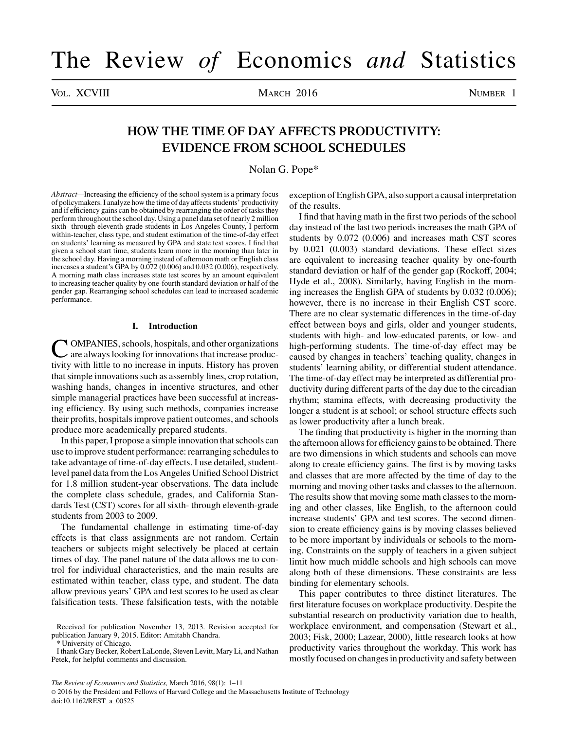# HOW THE TIME OF DAY AFFECTS PRODUCTIVITY: EVIDENCE FROM SCHOOL SCHEDULES

Nolan G. Pope*

*Abstract*—Increasing the efficiency of the school system is a primary focus of policymakers. I analyze how the time of day affects students' productivity and if efficiency gains can be obtained by rearranging the order of tasks they perform throughout the school day. Using a panel data set of nearly 2 million sixth- through eleventh-grade students in Los Angeles County, I perform within-teacher, class type, and student estimation of the time-of-day effect on students' learning as measured by GPA and state test scores. I find that given a school start time, students learn more in the morning than later in the school day. Having a morning instead of afternoon math or English class increases a student's GPA by 0.072 (0.006) and 0.032 (0.006), respectively. A morning math class increases state test scores by an amount equivalent to increasing teacher quality by one-fourth standard deviation or half of the gender gap. Rearranging school schedules can lead to increased academic performance.

## I. Introduction

COMPANIES, schools, hospitals, and other organizations are always looking for innovations that increase productivity with little to no increase in inputs. History has proven that simple innovations such as assembly lines, crop rotation, washing hands, changes in incentive structures, and other simple managerial practices have been successful at increasing efficiency. By using such methods, companies increase their profits, hospitals improve patient outcomes, and schools produce more academically prepared students.

In this paper, I propose a simple innovation that schools can use to improve student performance: rearranging schedules to take advantage of time-of-day effects. I use detailed, student-level panel data from the Los Angeles Unified School District for 1.8 million student-year observations. The data include the complete class schedule, grades, and California Standards Test (CST) scores for all sixth- through eleventh-grade students from 2003 to 2009.

The fundamental challenge in estimating time-of-day effects is that class assignments are not random. Certain teachers or subjects might selectively be placed at certain times of day. The panel nature of the data allows me to control for individual characteristics, and the main results are estimated within teacher, class type, and student. The data allow previous years' GPA and test scores to be used as clear falsification tests. These falsification tests, with the notable exception of English GPA, also support a causal interpretation of the results.

I find that having math in the first two periods of the school day instead of the last two periods increases the math GPA of students by 0.072 (0.006) and increases math CST scores by 0.021 (0.003) standard deviations. These effect sizes are equivalent to increasing teacher quality by one-fourth standard deviation or half of the gender gap (Rockoff, 2004; Hyde et al., 2008). Similarly, having English in the morning increases the English GPA of students by 0.032 (0.006); however, there is no increase in their English CST score. There are no clear systematic differences in the time-of-day effect between boys and girls, older and younger students, students with high- and low-educated parents, or low- and high-performing students. The time-of-day effect may be caused by changes in teachers' teaching quality, changes in students' learning ability, or differential student attendance. The time-of-day effect may be interpreted as differential productivity during different parts of the day due to the circadian rhythm; stamina effects, with decreasing productivity the longer a student is at school; or school structure effects such as lower productivity after a lunch break.

The finding that productivity is higher in the morning than the afternoon allows for efficiency gains to be obtained. There are two dimensions in which students and schools can move along to create efficiency gains. The first is by moving tasks and classes that are more affected by the time of day to the morning and moving other tasks and classes to the afternoon. The results show that moving some math classes to the morning and other classes, like English, to the afternoon could increase students' GPA and test scores. The second dimension to create efficiency gains is by moving classes believed to be more important by individuals or schools to the morning. Constraints on the supply of teachers in a given subject limit how much middle schools and high schools can move along both of these dimensions. These constraints are less binding for elementary schools.

This paper contributes to three distinct literatures. The first literature focuses on workplace productivity. Despite the substantial research on productivity variation due to health, workplace environment, and compensation (Stewart et al., 2003; Fisk, 2000; Lazear, 2000), little research looks at how productivity varies throughout the workday. This work has mostly focused on changes in productivity and safety between

Received for publication November 13, 2013. Revision accepted for publication January 9, 2015. Editor: Amitabh Chandra.

\* University of Chicago.

I thank Gary Becker, Robert LaLonde, Steven Levitt, Mary Li, and Nathan Petek, for helpful comments and discussion.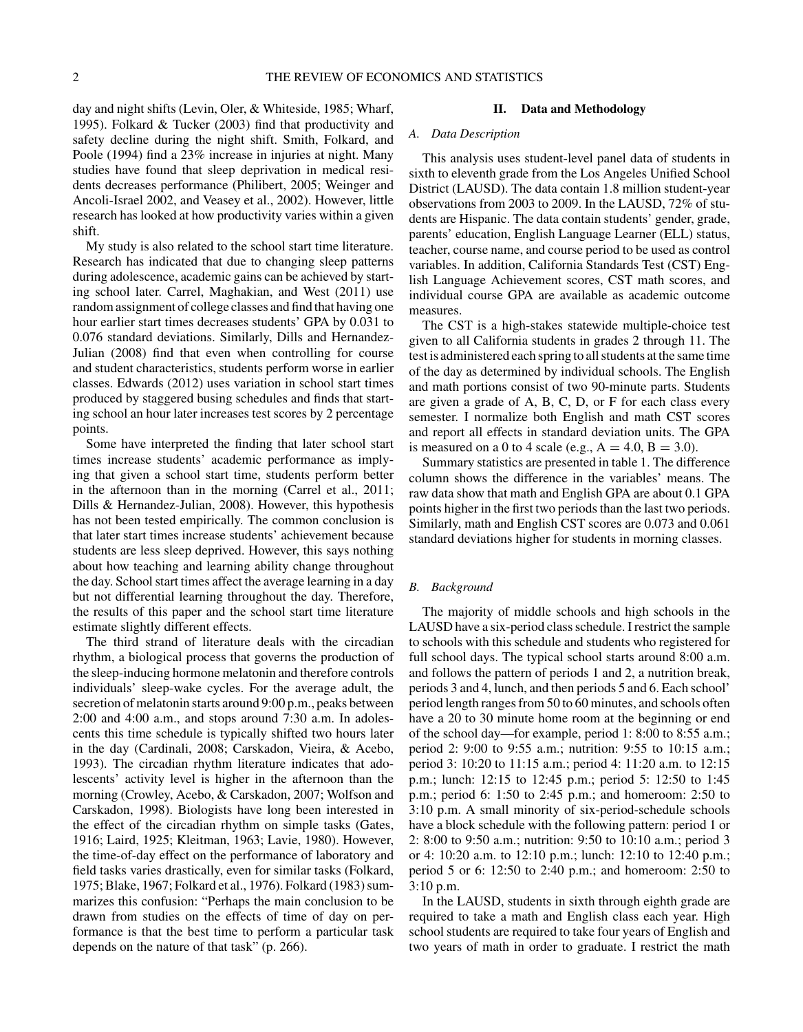day and night shifts (Levin, Oler, & Whiteside, 1985; Wharf, 1995). Folkard & Tucker (2003) find that productivity and safety decline during the night shift. Smith, Folkard, and Poole (1994) find a 23% increase in injuries at night. Many studies have found that sleep deprivation in medical residents decreases performance (Philibert, 2005; Weinger and Ancoli-Israel 2002, and Veasey et al., 2002). However, little research has looked at how productivity varies within a given shift.

My study is also related to the school start time literature. Research has indicated that due to changing sleep patterns during adolescence, academic gains can be achieved by starting school later. Carrel, Maghakian, and West (2011) use random assignment of college classes and find that having one hour earlier start times decreases students' GPA by 0.031 to 0.076 standard deviations. Similarly, Dills and Hernandez-Julian (2008) find that even when controlling for course and student characteristics, students perform worse in earlier classes. Edwards (2012) uses variation in school start times produced by staggered busing schedules and finds that starting school an hour later increases test scores by 2 percentage points.

Some have interpreted the finding that later school start times increase students' academic performance as implying that given a school start time, students perform better in the afternoon than in the morning (Carrel et al., 2011; Dills & Hernandez-Julian, 2008). However, this hypothesis has not been tested empirically. The common conclusion is that later start times increase students' achievement because students are less sleep deprived. However, this says nothing about how teaching and learning ability change throughout the day. School start times affect the average learning in a day but not differential learning throughout the day. Therefore, the results of this paper and the school start time literature estimate slightly different effects.

The third strand of literature deals with the circadian rhythm, a biological process that governs the production of the sleep-inducing hormone melatonin and therefore controls individuals' sleep-wake cycles. For the average adult, the secretion of melatonin starts around 9:00 p.m., peaks between 2:00 and 4:00 a.m., and stops around 7:30 a.m. In adolescents this time schedule is typically shifted two hours later in the day (Cardinali, 2008; Carskadon, Vieira, & Acebo, 1993). The circadian rhythm literature indicates that adolescents' activity level is higher in the afternoon than the morning (Crowley, Acebo, & Carskadon, 2007; Wolfson and Carskadon, 1998). Biologists have long been interested in the effect of the circadian rhythm on simple tasks (Gates, 1916; Laird, 1925; Kleitman, 1963; Lavie, 1980). However, the time-of-day effect on the performance of laboratory and field tasks varies drastically, even for similar tasks (Folkard, 1975; Blake, 1967; Folkard et al., 1976). Folkard (1983) summarizes this confusion: "Perhaps the main conclusion to be drawn from studies on the effects of time of day on performance is that the best time to perform a particular task depends on the nature of that task" (p. 266).

## II. Data and Methodology

### A. Data Description

This analysis uses student-level panel data of students in sixth to eleventh grade from the Los Angeles Unified School District (LAUSD). The data contain 1.8 million student-year observations from 2003 to 2009. In the LAUSD, 72% of students are Hispanic. The data contain students' gender, grade, parents' education, English Language Learner (ELL) status, teacher, course name, and course period to be used as control variables. In addition, California Standards Test (CST) English Language Achievement scores, CST math scores, and individual course GPA are available as academic outcome measures.

The CST is a high-stakes statewide multiple-choice test given to all California students in grades 2 through 11. The test is administered each spring to all students at the same time of the day as determined by individual schools. The English and math portions consist of two 90-minute parts. Students are given a grade of A, B, C, D, or F for each class every semester. I normalize both English and math CST scores and report all effects in standard deviation units. The GPA is measured on a 0 to 4 scale (e.g., A = 4.0, B = 3.0).

Summary statistics are presented in table 1. The difference column shows the difference in the variables' means. The raw data show that math and English GPA are about 0.1 GPA points higher in the first two periods than the last two periods. Similarly, math and English CST scores are 0.073 and 0.061 standard deviations higher for students in morning classes.

### B. Background

The majority of middle schools and high schools in the LAUSD have a six-period class schedule. I restrict the sample to schools with this schedule and students who registered for full school days. The typical school starts around 8:00 a.m. and follows the pattern of periods 1 and 2, a nutrition break, periods 3 and 4, lunch, and then periods 5 and 6. Each school' period length ranges from 50 to 60 minutes, and schools often have a 20 to 30 minute home room at the beginning or end of the school day—for example, period 1: 8:00 to 8:55 a.m.; period 2: 9:00 to 9:55 a.m.; nutrition: 9:55 to 10:15 a.m.; period 3: 10:20 to 11:15 a.m.; period 4: 11:20 a.m. to 12:15 p.m.; lunch: 12:15 to 12:45 p.m.; period 5: 12:50 to 1:45 p.m.; period 6: 1:50 to 2:45 p.m.; and homeroom: 2:50 to 3:10 p.m. A small minority of six-period-schedule schools have a block schedule with the following pattern: period 1 or 2: 8:00 to 9:50 a.m.; nutrition: 9:50 to 10:10 a.m.; period 3 or 4: 10:20 a.m. to 12:10 p.m.; lunch: 12:10 to 12:40 p.m.; period 5 or 6: 12:50 to 2:40 p.m.; and homeroom: 2:50 to 3:10 p.m.

In the LAUSD, students in sixth through eighth grade are required to take a math and English class each year. High school students are required to take four years of English and two years of math in order to graduate. I restrict the math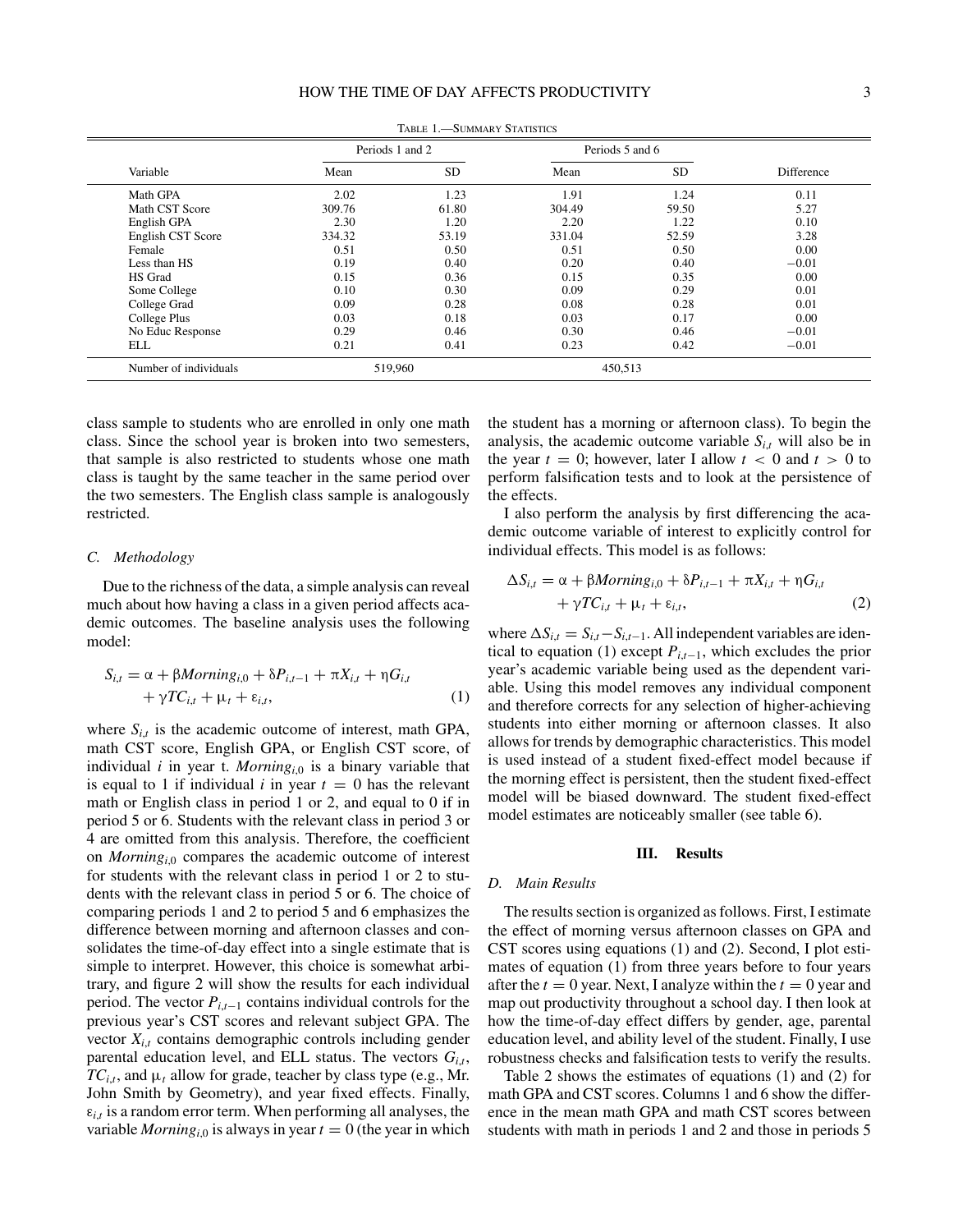Table 1.—Summary Statistics

| Variable | Periods 1 and 2 | | Periods 5 and 6 | | Difference |
|---|---|---|---|---|---|
| | Mean | SD | Mean | SD | |
| Math GPA | 2.02 | 1.23 | 1.91 | 1.24 | 0.11 |
| Math CST Score | 309.76 | 61.80 | 304.49 | 59.50 | 5.27 |
| English GPA | 2.30 | 1.20 | 2.20 | 1.22 | 0.10 |
| English CST Score | 334.32 | 53.19 | 331.04 | 52.59 | 3.28 |
| Female | 0.51 | 0.50 | 0.51 | 0.50 | 0.00 |
| Less than HS | 0.19 | 0.40 | 0.20 | 0.40 | −0.01 |
| HS Grad | 0.15 | 0.36 | 0.15 | 0.35 | 0.00 |
| Some College | 0.10 | 0.30 | 0.09 | 0.29 | 0.01 |
| College Grad | 0.09 | 0.28 | 0.08 | 0.28 | 0.01 |
| College Plus | 0.03 | 0.18 | 0.03 | 0.17 | 0.00 |
| No Educ Response | 0.29 | 0.46 | 0.30 | 0.46 | −0.01 |
| ELL | 0.21 | 0.41 | 0.23 | 0.42 | −0.01 |
| Number of individuals | 519,960 | | 450,513 | | |

class sample to students who are enrolled in only one math class. Since the school year is broken into two semesters, that sample is also restricted to students whose one math class is taught by the same teacher in the same period over the two semesters. The English class sample is analogously restricted.

### C. Methodology

Due to the richness of the data, a simple analysis can reveal much about how having a class in a given period affects academic outcomes. The baseline analysis uses the following model:

$$S_{i,t} = \alpha + \beta Morning_{i,0} + \delta P_{i,t-1} + \pi X_{i,t} + \eta G_{i,t} + \gamma TC_{i,t} + \mu_t + \varepsilon_{i,t}, \quad (1)$$

where $S_{i,t}$ is the academic outcome of interest, math GPA, math CST score, English GPA, or English CST score, of individual $i$ in year t. $Morning_{i,0}$ is a binary variable that is equal to 1 if individual $i$ in year $t = 0$ has the relevant math or English class in period 1 or 2, and equal to 0 if in period 5 or 6. Students with the relevant class in period 3 or 4 are omitted from this analysis. Therefore, the coefficient on $Morning_{i,0}$ compares the academic outcome of interest for students with the relevant class in period 1 or 2 to students with the relevant class in period 5 or 6. The choice of comparing periods 1 and 2 to period 5 and 6 emphasizes the difference between morning and afternoon classes and consolidates the time-of-day effect into a single estimate that is simple to interpret. However, this choice is somewhat arbitrary, and figure 2 will show the results for each individual period. The vector $P_{i,t-1}$ contains individual controls for the previous year's CST scores and relevant subject GPA. The vector $X_{i,t}$ contains demographic controls including gender parental education level, and ELL status. The vectors $G_{i,t}$, $TC_{i,t}$, and $\mu_t$ allow for grade, teacher by class type (e.g., Mr. John Smith by Geometry), and year fixed effects. Finally, $\varepsilon_{i,t}$ is a random error term. When performing all analyses, the variable $Morning_{i,0}$ is always in year $t = 0$ (the year in which the student has a morning or afternoon class). To begin the analysis, the academic outcome variable $S_{i,t}$ will also be in the year $t = 0$; however, later I allow $t < 0$ and $t > 0$ to perform falsification tests and to look at the persistence of the effects.

I also perform the analysis by first differencing the academic outcome variable of interest to explicitly control for individual effects. This model is as follows:

$$\Delta S_{i,t} = \alpha + \beta Morning_{i,0} + \delta P_{i,t-1} + \pi X_{i,t} + \eta G_{i,t} + \gamma TC_{i,t} + \mu_t + \varepsilon_{i,t}, \quad (2)$$

where $\Delta S_{i,t} = S_{i,t} - S_{i,t-1}$. All independent variables are identical to equation (1) except $P_{i,t-1}$, which excludes the prior year's academic variable being used as the dependent variable. Using this model removes any individual component and therefore corrects for any selection of higher-achieving students into either morning or afternoon classes. It also allows for trends by demographic characteristics. This model is used instead of a student fixed-effect model because if the morning effect is persistent, then the student fixed-effect model will be biased downward. The student fixed-effect model estimates are noticeably smaller (see table 6).

## III. Results

### D. Main Results

The results section is organized as follows. First, I estimate the effect of morning versus afternoon classes on GPA and CST scores using equations (1) and (2). Second, I plot estimates of equation (1) from three years before to four years after the $t = 0$ year. Next, I analyze within the $t = 0$ year and map out productivity throughout a school day. I then look at how the time-of-day effect differs by gender, age, parental education level, and ability level of the student. Finally, I use robustness checks and falsification tests to verify the results.

Table 2 shows the estimates of equations (1) and (2) for math GPA and CST scores. Columns 1 and 6 show the difference in the mean math GPA and math CST scores between students with math in periods 1 and 2 and those in periods 5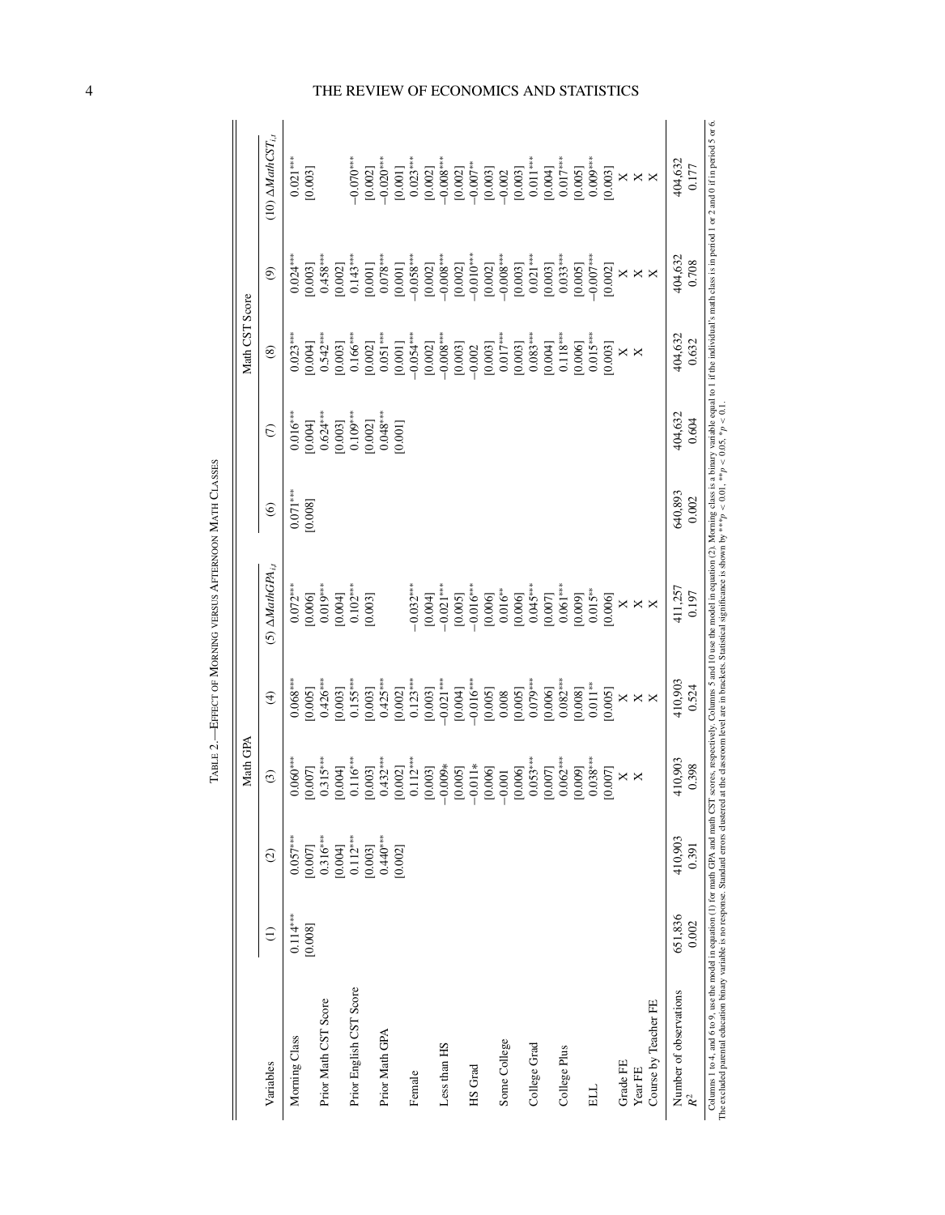TABLE 2.—EFFECT OF MORNING VERSUS AFTERNOON MATH CLASSES

| Variables | Math GPA | | | | | Math CST Score | | | | |
|---|---|---|---|---|---|---|---|---|---|---|
| | (1) | (2) | (3) | (4) | (5) $\Delta MathGPA_{i,t}$ | (6) | (7) | (8) | (9) | (10) $\Delta MathCST_{i,t}$ |
| Morning Class | 0.114*** | 0.057*** | 0.060*** | 0.068*** | 0.072*** | 0.071*** | 0.016*** | 0.023*** | 0.024*** | 0.021*** |
| | [0.008] | [0.007] | [0.007] | [0.005] | [0.006] | [0.008] | [0.004] | [0.004] | [0.003] | [0.003] |
| Prior Math CST Score | | 0.316*** | 0.315*** | 0.426*** | 0.019*** | | 0.624*** | 0.542*** | 0.458*** | |
| | | [0.004] | [0.004] | [0.003] | [0.004] | | [0.003] | [0.003] | [0.002] | |
| Prior English CST Score | | 0.112*** | 0.116*** | 0.155*** | 0.102*** | | 0.109*** | 0.166*** | 0.143*** | −0.070*** |
| | | [0.003] | [0.003] | [0.003] | [0.003] | | [0.002] | [0.002] | [0.001] | [0.002] |
| Prior Math GPA | | 0.440*** | 0.432*** | 0.425*** | | | 0.048*** | 0.051*** | 0.078*** | −0.020*** |
| | | [0.002] | [0.002] | [0.002] | | | [0.001] | [0.001] | [0.001] | [0.001] |
| Female | | | 0.112*** | 0.123*** | −0.032*** | | | −0.054*** | −0.058*** | 0.023*** |
| | | | [0.003] | [0.003] | [0.004] | | | [0.002] | [0.002] | [0.002] |
| Less than HS | | | −0.009* | −0.021*** | −0.021*** | | | −0.008*** | −0.008*** | −0.008*** |
| | | | [0.005] | [0.004] | [0.005] | | | [0.003] | [0.002] | [0.002] |
| HS Grad | | | −0.011* | −0.016*** | −0.016*** | | | −0.002 | −0.010*** | −0.007** |
| | | | [0.006] | [0.005] | [0.006] | | | [0.003] | [0.002] | [0.003] |
| Some College | | | −0.001 | 0.008 | 0.016** | | | 0.017*** | −0.008*** | −0.002 |
| | | | [0.006] | [0.005] | [0.006] | | | [0.003] | [0.003] | [0.003] |
| College Grad | | | 0.053*** | 0.079*** | 0.045*** | | | 0.083*** | 0.021*** | 0.011*** |
| | | | [0.007] | [0.006] | [0.007] | | | [0.004] | [0.003] | [0.004] |
| College Plus | | | 0.062*** | 0.082*** | 0.061*** | | | 0.118*** | 0.033*** | 0.017*** |
| | | | [0.009] | [0.008] | [0.009] | | | [0.006] | [0.005] | [0.005] |
| ELL | | | 0.038*** | 0.011** | 0.015** | | | 0.015*** | −0.007*** | 0.009*** |
| | | | [0.007] | [0.005] | [0.006] | | | [0.003] | [0.002] | [0.003] |
| Grade FE | | | X | X | X | | | X | X | X |
| Year FE | | | X | X | X | | | X | X | X |
| Course by Teacher FE | | | | X | X | | | | X | X |
| Number of observations | 651,836 | 410,903 | 410,903 | 410,903 | 411,257 | 640,893 | 404,632 | 404,632 | 404,632 | 404,632 |
| $R^2$ | 0.002 | 0.391 | 0.398 | 0.524 | 0.197 | 0.002 | 0.604 | 0.632 | 0.708 | 0.177 |

Columns 1 to 4, and 6 to 9, use the model in equation (1) for math GPA and math CST scores, respectively. Columns 5 and 10 use the model in equation (2). Morning class is a binary variable equal to 1 if the individual's math class is in period 1 or 2 and 0 if in period 5 or 6. The excluded parental education binary variable is no response. Standard errors clustered at the classroom level are in brackets. Statistical significance is shown by $^{***}p < 0.01$, $^{**}p < 0.05$, $^{*}p < 0.1$.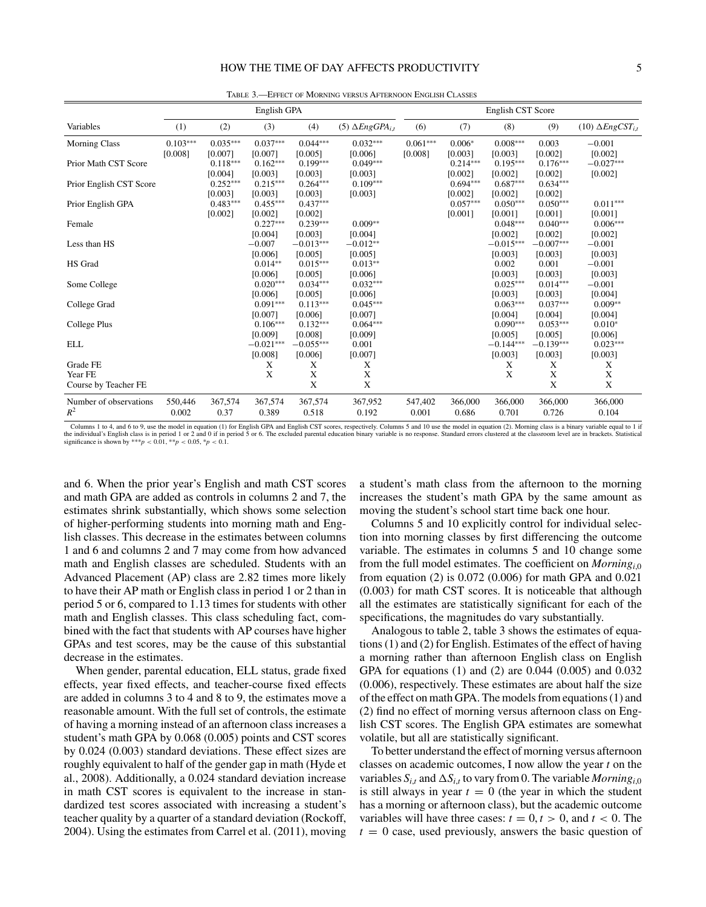TABLE 3.—EFFECT OF MORNING VERSUS AFTERNOON ENGLISH CLASSES

| | English GPA | | | | | English CST Score | | | | |
|---|---|---|---|---|---|---|---|---|---|---|
| Variables | (1) | (2) | (3) | (4) | (5) $\Delta EngGPA_{i,t}$ | (6) | (7) | (8) | (9) | (10) $\Delta EngCST_{i,t}$ |
| Morning Class | 0.103*** | 0.035*** | 0.037*** | 0.044*** | 0.032*** | 0.061*** | 0.006* | 0.008*** | 0.003 | −0.001 |
| | [0.008] | [0.007] | [0.007] | [0.005] | [0.006] | [0.008] | [0.003] | [0.003] | [0.002] | [0.002] |
| Prior Math CST Score | | 0.118*** | 0.162*** | 0.199*** | 0.049*** | | 0.214*** | 0.195*** | 0.176*** | −0.027*** |
| | | [0.004] | [0.003] | [0.003] | [0.003] | | [0.002] | [0.002] | [0.002] | [0.002] |
| Prior English CST Score | | 0.252*** | 0.215*** | 0.264*** | 0.109*** | | 0.694*** | 0.687*** | 0.634*** | |
| | | [0.003] | [0.003] | [0.003] | [0.003] | | [0.002] | [0.002] | [0.002] | |
| Prior English GPA | | 0.483*** | 0.455*** | 0.437*** | | | 0.057*** | 0.050*** | 0.050*** | 0.011*** |
| | | [0.002] | [0.002] | [0.002] | | | [0.001] | [0.001] | [0.001] | [0.001] |
| Female | | | 0.227*** | 0.239*** | 0.009** | | | 0.048*** | 0.040*** | 0.006*** |
| | | | [0.004] | [0.003] | [0.004] | | | [0.002] | [0.002] | [0.002] |
| Less than HS | | | −0.007 | −0.013*** | −0.012** | | | −0.015*** | −0.007*** | −0.001 |
| | | | [0.006] | [0.005] | [0.005] | | | [0.003] | [0.003] | [0.003] |
| HS Grad | | | 0.014** | 0.015*** | 0.013** | | | 0.002 | 0.001 | −0.001 |
| | | | [0.006] | [0.005] | [0.006] | | | [0.003] | [0.003] | [0.003] |
| Some College | | | 0.020*** | 0.034*** | 0.032*** | | | 0.025*** | 0.014*** | −0.001 |
| | | | [0.006] | [0.005] | [0.006] | | | [0.003] | [0.003] | [0.004] |
| College Grad | | | 0.091*** | 0.113*** | 0.045*** | | | 0.063*** | 0.037*** | 0.009** |
| | | | [0.007] | [0.006] | [0.007] | | | [0.004] | [0.004] | [0.004] |
| College Plus | | | 0.106*** | 0.132*** | 0.064*** | | | 0.090*** | 0.053*** | 0.010* |
| | | | [0.009] | [0.008] | [0.009] | | | [0.005] | [0.005] | [0.006] |
| ELL | | | −0.021*** | −0.055*** | 0.001 | | | −0.144*** | −0.139*** | 0.023*** |
| | | | [0.008] | [0.006] | [0.007] | | | [0.003] | [0.003] | [0.003] |
| Grade FE | | | X | X | X | | | X | X | X |
| Year FE | | | X | X | X | | | X | X | X |
| Course by Teacher FE | | | | X | X | | | | X | X |
| Number of observations | 550,446 | 367,574 | 367,574 | 367,574 | 367,952 | 547,402 | 366,000 | 366,000 | 366,000 | 366,000 |
| $R^2$ | 0.002 | 0.37 | 0.389 | 0.518 | 0.192 | 0.001 | 0.686 | 0.701 | 0.726 | 0.104 |

Columns 1 to 4, and 6 to 9, use the model in equation (1) for English GPA and English CST scores, respectively. Columns 5 and 10 use the model in equation (2). Morning class is a binary variable equal to 1 if the individual's English class is in period 1 or 2 and 0 if in period 5 or 6. The excluded parental education binary variable is no response. Standard errors clustered at the classroom level are in brackets. Statistical significance is shown by $^{***}p < 0.01$, $^{**}p < 0.05$, $^{*}p < 0.1$.

and 6. When the prior year's English and math CST scores and math GPA are added as controls in columns 2 and 7, the estimates shrink substantially, which shows some selection of higher-performing students into morning math and English classes. This decrease in the estimates between columns 1 and 6 and columns 2 and 7 may come from how advanced math and English classes are scheduled. Students with an Advanced Placement (AP) class are 2.82 times more likely to have their AP math or English class in period 1 or 2 than in period 5 or 6, compared to 1.13 times for students with other math and English classes. This class scheduling fact, combined with the fact that students with AP courses have higher GPAs and test scores, may be the cause of this substantial decrease in the estimates.

When gender, parental education, ELL status, grade fixed effects, year fixed effects, and teacher-course fixed effects are added in columns 3 to 4 and 8 to 9, the estimates move a reasonable amount. With the full set of controls, the estimate of having a morning instead of an afternoon class increases a student's math GPA by 0.068 (0.005) points and CST scores by 0.024 (0.003) standard deviations. These effect sizes are roughly equivalent to half of the gender gap in math (Hyde et al., 2008). Additionally, a 0.024 standard deviation increase in math CST scores is equivalent to the increase in standardized test scores associated with increasing a student's teacher quality by a quarter of a standard deviation (Rockoff, 2004). Using the estimates from Carrel et al. (2011), moving a student's math class from the afternoon to the morning increases the student's math GPA by the same amount as moving the student's school start time back one hour.

Columns 5 and 10 explicitly control for individual selection into morning classes by first differencing the outcome variable. The estimates in columns 5 and 10 change some from the full model estimates. The coefficient on $Morning_{i,0}$ from equation (2) is 0.072 (0.006) for math GPA and 0.021 (0.003) for math CST scores. It is noticeable that although all the estimates are statistically significant for each of the specifications, the magnitudes do vary substantially.

Analogous to table 2, table 3 shows the estimates of equations (1) and (2) for English. Estimates of the effect of having a morning rather than afternoon English class on English GPA for equations (1) and (2) are 0.044 (0.005) and 0.032 (0.006), respectively. These estimates are about half the size of the effect on math GPA. The models from equations (1) and (2) find no effect of morning versus afternoon class on English CST scores. The English GPA estimates are somewhat volatile, but all are statistically significant.

To better understand the effect of morning versus afternoon classes on academic outcomes, I now allow the year $t$ on the variables $S_{i,t}$ and $\Delta S_{i,t}$ to vary from 0. The variable $Morning_{i,0}$ is still always in year $t = 0$ (the year in which the student has a morning or afternoon class), but the academic outcome variables will have three cases: $t = 0, t > 0$, and $t < 0$. The $t = 0$ case, used previously, answers the basic question of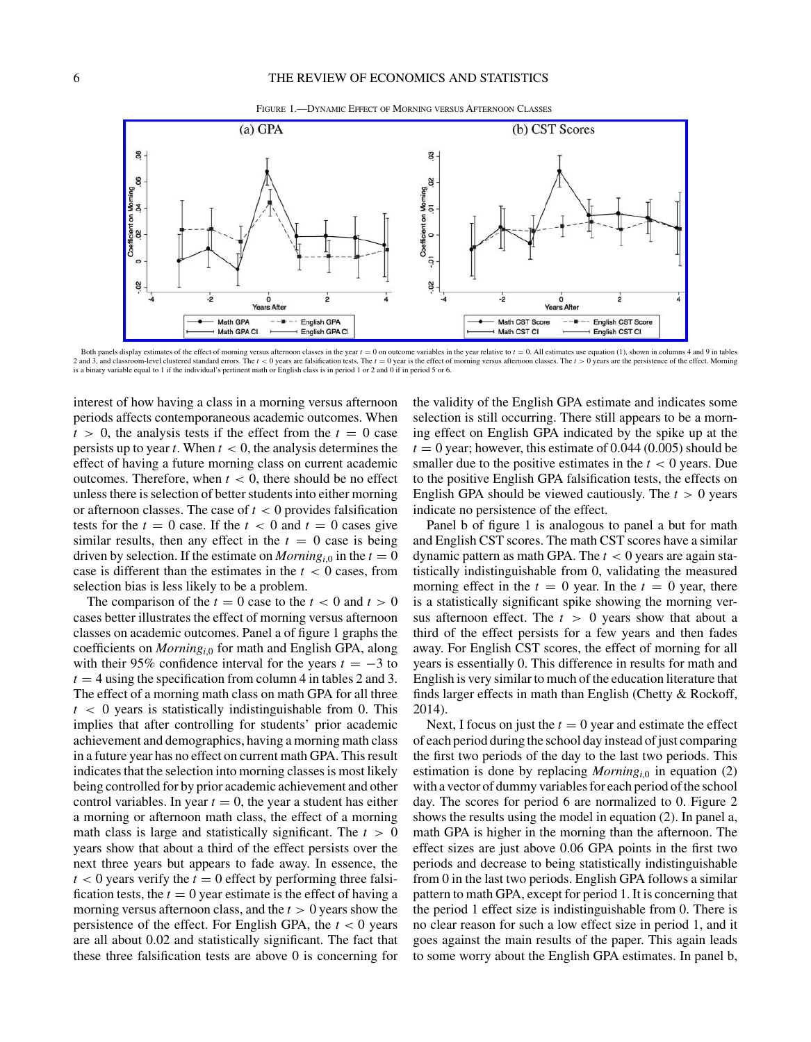FIGURE 1.—DYNAMIC EFFECT OF MORNING VERSUS AFTERNOON CLASSES

Both panels display estimates of the effect of morning versus afternoon classes in the year $t = 0$ on outcome variables in the year relative to $t = 0$. All estimates use equation (1), shown in columns 4 and 9 in tables 2 and 3, and classroom-level clustered standard errors. The $t < 0$ years are falsification tests. The $t = 0$ year is the effect of morning versus afternoon classes. The $t > 0$ years are the persistence of the effect. Morning is a binary variable equal to 1 if the individual's pertinent math or English class is in period 1 or 2 and 0 if in period 5 or 6.

interest of how having a class in a morning versus afternoon periods affects contemporaneous academic outcomes. When $t > 0$, the analysis tests if the effect from the $t = 0$ case persists up to year $t$. When $t < 0$, the analysis determines the effect of having a future morning class on current academic outcomes. Therefore, when $t < 0$, there should be no effect unless there is selection of better students into either morning or afternoon classes. The case of $t < 0$ provides falsification tests for the $t = 0$ case. If the $t < 0$ and $t = 0$ cases give similar results, then any effect in the $t = 0$ case is being driven by selection. If the estimate on $Morning_{i,0}$ in the $t = 0$ case is different than the estimates in the $t < 0$ cases, from selection bias is less likely to be a problem.

The comparison of the $t = 0$ case to the $t < 0$ and $t > 0$ cases better illustrates the effect of morning versus afternoon classes on academic outcomes. Panel a of figure 1 graphs the coefficients on $Morning_{i,0}$ for math and English GPA, along with their 95% confidence interval for the years $t = -3$ to $t = 4$ using the specification from column 4 in tables 2 and 3. The effect of a morning math class on math GPA for all three $t < 0$ years is statistically indistinguishable from 0. This implies that after controlling for students' prior academic achievement and demographics, having a morning math class in a future year has no effect on current math GPA. This result indicates that the selection into morning classes is most likely being controlled for by prior academic achievement and other control variables. In year $t = 0$, the year a student has either a morning or afternoon math class, the effect of a morning math class is large and statistically significant. The $t > 0$ years show that about a third of the effect persists over the next three years but appears to fade away. In essence, the $t < 0$ years verify the $t = 0$ effect by performing three falsification tests, the $t = 0$ year estimate is the effect of having a morning versus afternoon class, and the $t > 0$ years show the persistence of the effect. For English GPA, the $t < 0$ years are all about 0.02 and statistically significant. The fact that these three falsification tests are above 0 is concerning for the validity of the English GPA estimate and indicates some selection is still occurring. There still appears to be a morning effect on English GPA indicated by the spike up at the $t = 0$ year; however, this estimate of 0.044 (0.005) should be smaller due to the positive estimates in the $t < 0$ years. Due to the positive English GPA falsification tests, the effects on English GPA should be viewed cautiously. The $t > 0$ years indicate no persistence of the effect.

Panel b of figure 1 is analogous to panel a but for math and English CST scores. The math CST scores have a similar dynamic pattern as math GPA. The $t < 0$ years are again statistically indistinguishable from 0, validating the measured morning effect in the $t = 0$ year. In the $t = 0$ year, there is a statistically significant spike showing the morning versus afternoon effect. The $t > 0$ years show that about a third of the effect persists for a few years and then fades away. For English CST scores, the effect of morning for all years is essentially 0. This difference in results for math and English is very similar to much of the education literature that finds larger effects in math than English (Chetty & Rockoff, 2014).

Next, I focus on just the $t = 0$ year and estimate the effect of each period during the school day instead of just comparing the first two periods of the day to the last two periods. This estimation is done by replacing $Morning_{i,0}$ in equation (2) with a vector of dummy variables for each period of the school day. The scores for period 6 are normalized to 0. Figure 2 shows the results using the model in equation (2). In panel a, math GPA is higher in the morning than the afternoon. The effect sizes are just above 0.06 GPA points in the first two periods and decrease to being statistically indistinguishable from 0 in the last two periods. English GPA follows a similar pattern to math GPA, except for period 1. It is concerning that the period 1 effect size is indistinguishable from 0. There is no clear reason for such a low effect size in period 1, and it goes against the main results of the paper. This again leads to some worry about the English GPA estimates. In panel b,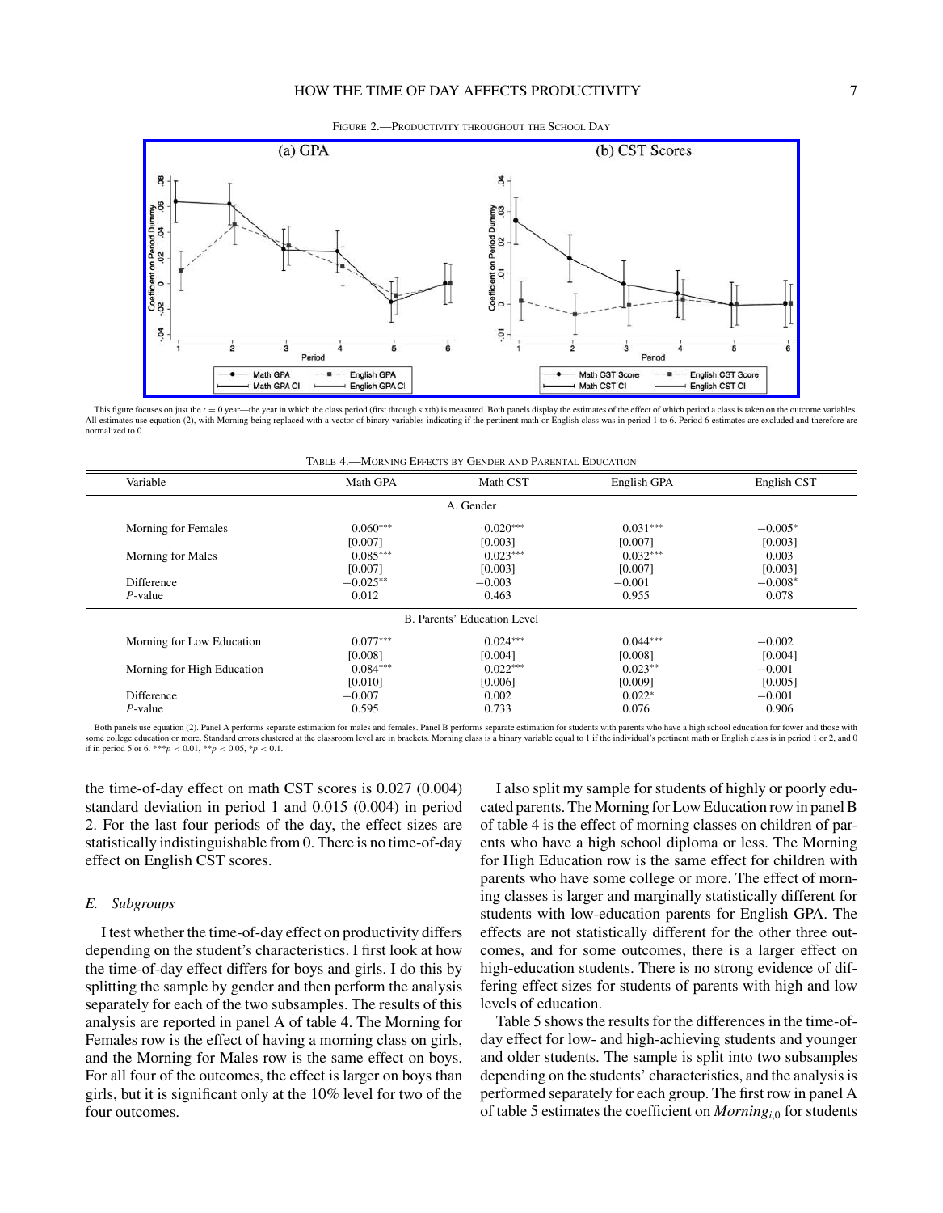FIGURE 2.—PRODUCTIVITY THROUGHOUT THE SCHOOL DAY

This figure focuses on just the $t = 0$ year—the year in which the class period (first through sixth) is measured. Both panels display the estimates of the effect of which period a class is taken on the outcome variables. All estimates use equation (2), with Morning being replaced with a vector of binary variables indicating if the pertinent math or English class was in period 1 to 6. Period 6 estimates are excluded and therefore are normalized to 0.

TABLE 4.—MORNING EFFECTS BY GENDER AND PARENTAL EDUCATION

| Variable | Math GPA | Math CST | English GPA | English CST |
|---|---|---|---|---|
| | | A. Gender | | |
| Morning for Females | $0.060^{***}$ | $0.020^{***}$ | $0.031^{***}$ | $-0.005^{*}$ |
| | [0.007] | [0.003] | [0.007] | [0.003] |
| Morning for Males | $0.085^{***}$ | $0.023^{***}$ | $0.032^{***}$ | 0.003 |
| | [0.007] | [0.003] | [0.007] | [0.003] |
| Difference | $-0.025^{**}$ | $-0.003$ | $-0.001$ | $-0.008^{*}$ |
| $P$-value | 0.012 | 0.463 | 0.955 | 0.078 |
| | | B. Parents' Education Level | | |
| Morning for Low Education | $0.077^{***}$ | $0.024^{***}$ | $0.044^{***}$ | $-0.002$ |
| | [0.008] | [0.004] | [0.008] | [0.004] |
| Morning for High Education | $0.084^{***}$ | $0.022^{***}$ | $0.023^{**}$ | $-0.001$ |
| | [0.010] | [0.006] | [0.009] | [0.005] |
| Difference | $-0.007$ | 0.002 | $0.022^{*}$ | $-0.001$ |
| $P$-value | 0.595 | 0.733 | 0.076 | 0.906 |

Both panels use equation (2). Panel A performs separate estimation for males and females. Panel B performs separate estimation for students with parents who have a high school education for fower and those with some college education or more. Standard errors clustered at the classroom level are in brackets. Morning class is a binary variable equal to 1 if the individual's pertinent math or English class is in period 1 or 2, and 0 if in period 5 or 6. $^{***}p < 0.01$, $^{**}p < 0.05$, $^{*}p < 0.1$.

the time-of-day effect on math CST scores is 0.027 (0.004) standard deviation in period 1 and 0.015 (0.004) in period 2. For the last four periods of the day, the effect sizes are statistically indistinguishable from 0. There is no time-of-day effect on English CST scores.

### *E. Subgroups*

I test whether the time-of-day effect on productivity differs depending on the student's characteristics. I first look at how the time-of-day effect differs for boys and girls. I do this by splitting the sample by gender and then perform the analysis separately for each of the two subsamples. The results of this analysis are reported in panel A of table 4. The Morning for Females row is the effect of having a morning class on girls, and the Morning for Males row is the same effect on boys. For all four of the outcomes, the effect is larger on boys than girls, but it is significant only at the 10% level for two of the four outcomes.

I also split my sample for students of highly or poorly educated parents. The Morning for Low Education row in panel B of table 4 is the effect of morning classes on children of parents who have a high school diploma or less. The Morning for High Education row is the same effect for children with parents who have some college or more. The effect of morning classes is larger and marginally statistically different for students with low-education parents for English GPA. The effects are not statistically different for the other three outcomes, and for some outcomes, there is a larger effect on high-education students. There is no strong evidence of differing effect sizes for students of parents with high and low levels of education.

Table 5 shows the results for the differences in the time-of-day effect for low- and high-achieving students and younger and older students. The sample is split into two subsamples depending on the students' characteristics, and the analysis is performed separately for each group. The first row in panel A of table 5 estimates the coefficient on $Morning_{i,0}$ for students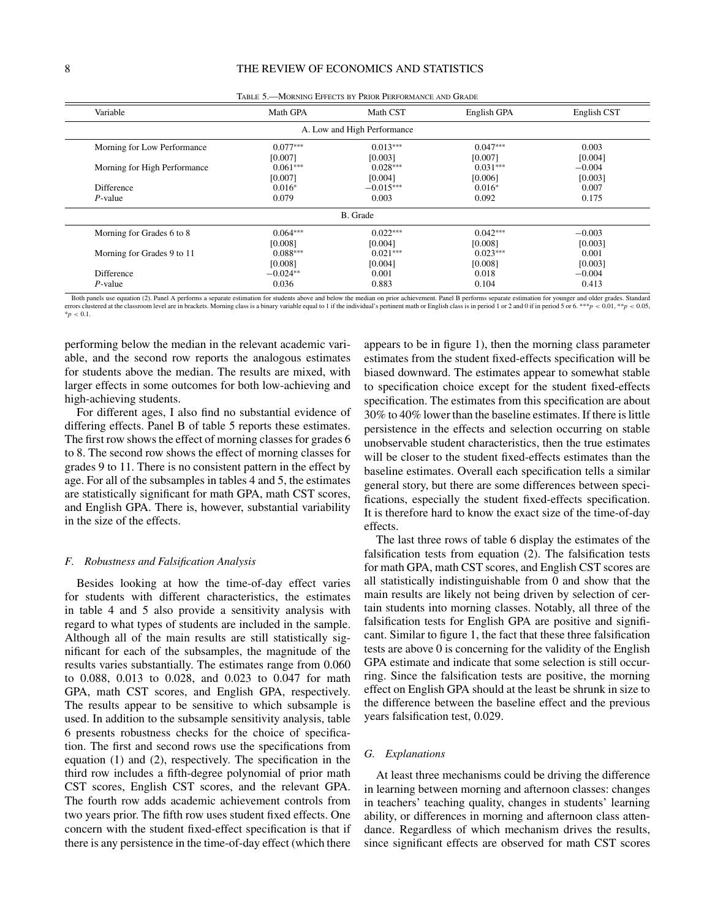Table 5.—Morning Effects by Prior Performance and Grade

| Variable | Math GPA | Math CST | English GPA | English CST |
|---|---|---|---|---|
| A. Low and High Performance | | | | |
| Morning for Low Performance | 0.077*** | 0.013*** | 0.047*** | 0.003 |
| | [0.007] | [0.003] | [0.007] | [0.004] |
| Morning for High Performance | 0.061*** | 0.028*** | 0.031*** | −0.004 |
| | [0.007] | [0.004] | [0.006] | [0.003] |
| Difference | 0.016* | −0.015*** | 0.016* | 0.007 |
| $P$-value | 0.079 | 0.003 | 0.092 | 0.175 |
| B. Grade | | | | |
| Morning for Grades 6 to 8 | 0.064*** | 0.022*** | 0.042*** | −0.003 |
| | [0.008] | [0.004] | [0.008] | [0.003] |
| Morning for Grades 9 to 11 | 0.088*** | 0.021*** | 0.023*** | 0.001 |
| | [0.008] | [0.004] | [0.008] | [0.003] |
| Difference | −0.024** | 0.001 | 0.018 | −0.004 |
| $P$-value | 0.036 | 0.883 | 0.104 | 0.413 |

Both panels use equation (2). Panel A performs a separate estimation for students above and below the median on prior achievement. Panel B performs separate estimation for younger and older grades. Standard errors clustered at the classroom level are in brackets. Morning class is a binary variable equal to 1 if the individual's pertinent math or English class is in period 1 or 2 and 0 if in period 5 or 6. ***$p < 0.01$, **$p < 0.05$, *$p < 0.1$.

performing below the median in the relevant academic variable, and the second row reports the analogous estimates for students above the median. The results are mixed, with larger effects in some outcomes for both low-achieving and high-achieving students.

For different ages, I also find no substantial evidence of differing effects. Panel B of table 5 reports these estimates. The first row shows the effect of morning classes for grades 6 to 8. The second row shows the effect of morning classes for grades 9 to 11. There is no consistent pattern in the effect by age. For all of the subsamples in tables 4 and 5, the estimates are statistically significant for math GPA, math CST scores, and English GPA. There is, however, substantial variability in the size of the effects.

### F. Robustness and Falsification Analysis

Besides looking at how the time-of-day effect varies for students with different characteristics, the estimates in table 4 and 5 also provide a sensitivity analysis with regard to what types of students are included in the sample. Although all of the main results are still statistically significant for each of the subsamples, the magnitude of the results varies substantially. The estimates range from 0.060 to 0.088, 0.013 to 0.028, and 0.023 to 0.047 for math GPA, math CST scores, and English GPA, respectively. The results appear to be sensitive to which subsample is used. In addition to the subsample sensitivity analysis, table 6 presents robustness checks for the choice of specification. The first and second rows use the specifications from equation (1) and (2), respectively. The specification in the third row includes a fifth-degree polynomial of prior math CST scores, English CST scores, and the relevant GPA. The fourth row adds academic achievement controls from two years prior. The fifth row uses student fixed effects. One concern with the student fixed-effect specification is that if there is any persistence in the time-of-day effect (which there appears to be in figure 1), then the morning class parameter estimates from the student fixed-effects specification will be biased downward. The estimates appear to somewhat stable to specification choice except for the student fixed-effects specification. The estimates from this specification are about 30% to 40% lower than the baseline estimates. If there is little persistence in the effects and selection occurring on stable unobservable student characteristics, then the true estimates will be closer to the student fixed-effects estimates than the baseline estimates. Overall each specification tells a similar general story, but there are some differences between specifications, especially the student fixed-effects specification. It is therefore hard to know the exact size of the time-of-day effects.

The last three rows of table 6 display the estimates of the falsification tests from equation (2). The falsification tests for math GPA, math CST scores, and English CST scores are all statistically indistinguishable from 0 and show that the main results are likely not being driven by selection of certain students into morning classes. Notably, all three of the falsification tests for English GPA are positive and significant. Similar to figure 1, the fact that these three falsification tests are above 0 is concerning for the validity of the English GPA estimate and indicate that some selection is still occurring. Since the falsification tests are positive, the morning effect on English GPA should at the least be shrunk in size to the difference between the baseline effect and the previous years falsification test, 0.029.

### G. Explanations

At least three mechanisms could be driving the difference in learning between morning and afternoon classes: changes in teachers' teaching quality, changes in students' learning ability, or differences in morning and afternoon class attendance. Regardless of which mechanism drives the results, since significant effects are observed for math CST scores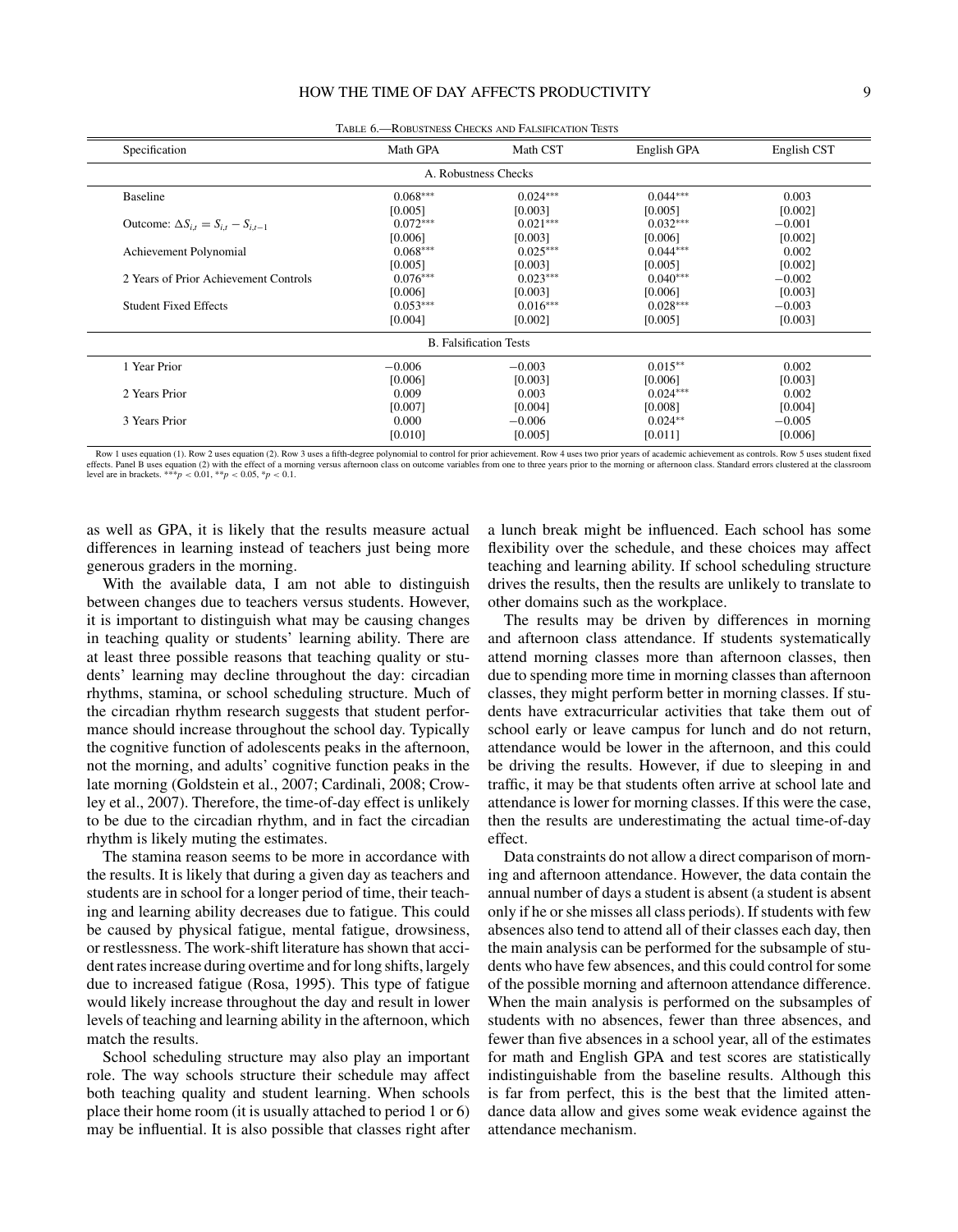TABLE 6.—ROBUSTNESS CHECKS AND FALSIFICATION TESTS

| Specification | Math GPA | Math CST | English GPA | English CST |
|---|---|---|---|---|
| A. Robustness Checks | | | | |
| Baseline | 0.068*** | 0.024*** | 0.044*** | 0.003 |
| | [0.005] | [0.003] | [0.005] | [0.002] |
| Outcome: $\Delta S_{i,t} = S_{i,t} - S_{i,t-1}$ | 0.072*** | 0.021*** | 0.032*** | −0.001 |
| | [0.006] | [0.003] | [0.006] | [0.002] |
| Achievement Polynomial | 0.068*** | 0.025*** | 0.044*** | 0.002 |
| | [0.005] | [0.003] | [0.005] | [0.002] |
| 2 Years of Prior Achievement Controls | 0.076*** | 0.023*** | 0.040*** | −0.002 |
| | [0.006] | [0.003] | [0.006] | [0.003] |
| Student Fixed Effects | 0.053*** | 0.016*** | 0.028*** | −0.003 |
| | [0.004] | [0.002] | [0.005] | [0.003] |
| B. Falsification Tests | | | | |
| 1 Year Prior | −0.006 | −0.003 | 0.015** | 0.002 |
| | [0.006] | [0.003] | [0.006] | [0.003] |
| 2 Years Prior | 0.009 | 0.003 | 0.024*** | 0.002 |
| | [0.007] | [0.004] | [0.008] | [0.004] |
| 3 Years Prior | 0.000 | −0.006 | 0.024** | −0.005 |
| | [0.010] | [0.005] | [0.011] | [0.006] |

Row 1 uses equation (1). Row 2 uses equation (2). Row 3 uses a fifth-degree polynomial to control for prior achievement. Row 4 uses two prior years of academic achievement as controls. Row 5 uses student fixed effects. Panel B uses equation (2) with the effect of a morning versus afternoon class on outcome variables from one to three years prior to the morning or afternoon class. Standard errors clustered at the classroom level are in brackets. ***$p < 0.01$, **$p < 0.05$, *$p < 0.1$.

as well as GPA, it is likely that the results measure actual differences in learning instead of teachers just being more generous graders in the morning.

With the available data, I am not able to distinguish between changes due to teachers versus students. However, it is important to distinguish what may be causing changes in teaching quality or students' learning ability. There are at least three possible reasons that teaching quality or students' learning may decline throughout the day: circadian rhythms, stamina, or school scheduling structure. Much of the circadian rhythm research suggests that student performance should increase throughout the school day. Typically the cognitive function of adolescents peaks in the afternoon, not the morning, and adults' cognitive function peaks in the late morning (Goldstein et al., 2007; Cardinali, 2008; Crowley et al., 2007). Therefore, the time-of-day effect is unlikely to be due to the circadian rhythm, and in fact the circadian rhythm is likely muting the estimates.

The stamina reason seems to be more in accordance with the results. It is likely that during a given day as teachers and students are in school for a longer period of time, their teaching and learning ability decreases due to fatigue. This could be caused by physical fatigue, mental fatigue, drowsiness, or restlessness. The work-shift literature has shown that accident rates increase during overtime and for long shifts, largely due to increased fatigue (Rosa, 1995). This type of fatigue would likely increase throughout the day and result in lower levels of teaching and learning ability in the afternoon, which match the results.

School scheduling structure may also play an important role. The way schools structure their schedule may affect both teaching quality and student learning. When schools place their home room (it is usually attached to period 1 or 6) may be influential. It is also possible that classes right after a lunch break might be influenced. Each school has some flexibility over the schedule, and these choices may affect teaching and learning ability. If school scheduling structure drives the results, then the results are unlikely to translate to other domains such as the workplace.

The results may be driven by differences in morning and afternoon class attendance. If students systematically attend morning classes more than afternoon classes, then due to spending more time in morning classes than afternoon classes, they might perform better in morning classes. If students have extracurricular activities that take them out of school early or leave campus for lunch and do not return, attendance would be lower in the afternoon, and this could be driving the results. However, if due to sleeping in and traffic, it may be that students often arrive at school late and attendance is lower for morning classes. If this were the case, then the results are underestimating the actual time-of-day effect.

Data constraints do not allow a direct comparison of morning and afternoon attendance. However, the data contain the annual number of days a student is absent (a student is absent only if he or she misses all class periods). If students with few absences also tend to attend all of their classes each day, then the main analysis can be performed for the subsample of students who have few absences, and this could control for some of the possible morning and afternoon attendance difference. When the main analysis is performed on the subsamples of students with no absences, fewer than three absences, and fewer than five absences in a school year, all of the estimates for math and English GPA and test scores are statistically indistinguishable from the baseline results. Although this is far from perfect, this is the best that the limited attendance data allow and gives some weak evidence against the attendance mechanism.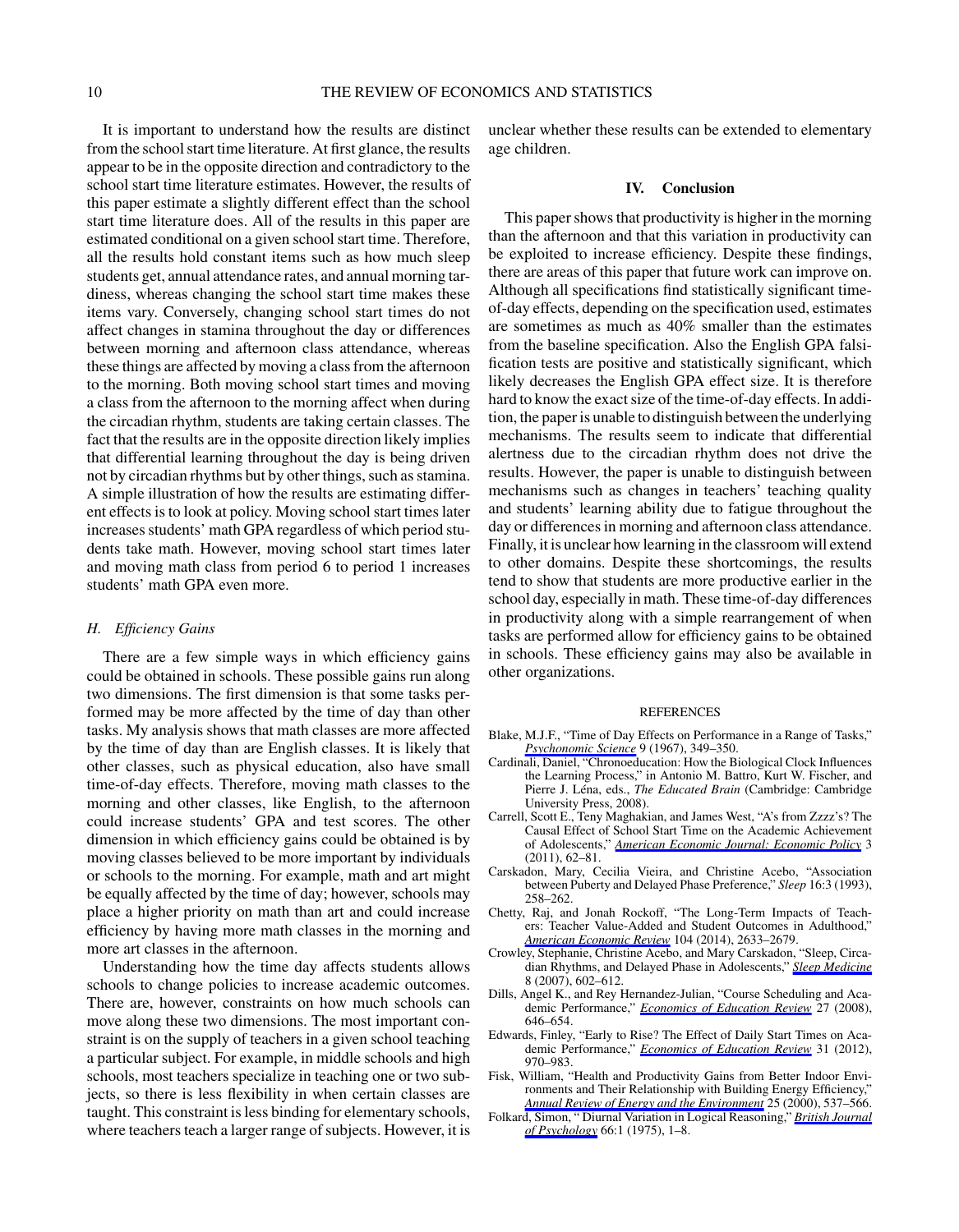It is important to understand how the results are distinct from the school start time literature. At first glance, the results appear to be in the opposite direction and contradictory to the school start time literature estimates. However, the results of this paper estimate a slightly different effect than the school start time literature does. All of the results in this paper are estimated conditional on a given school start time. Therefore, all the results hold constant items such as how much sleep students get, annual attendance rates, and annual morning tardiness, whereas changing the school start time makes these items vary. Conversely, changing school start times do not affect changes in stamina throughout the day or differences between morning and afternoon class attendance, whereas these things are affected by moving a class from the afternoon to the morning. Both moving school start times and moving a class from the afternoon to the morning affect when during the circadian rhythm, students are taking certain classes. The fact that the results are in the opposite direction likely implies that differential learning throughout the day is being driven not by circadian rhythms but by other things, such as stamina. A simple illustration of how the results are estimating different effects is to look at policy. Moving school start times later increases students' math GPA regardless of which period students take math. However, moving school start times later and moving math class from period 6 to period 1 increases students' math GPA even more.

### H. *Efficiency Gains*

There are a few simple ways in which efficiency gains could be obtained in schools. These possible gains run along two dimensions. The first dimension is that some tasks performed may be more affected by the time of day than other tasks. My analysis shows that math classes are more affected by the time of day than are English classes. It is likely that other classes, such as physical education, also have small time-of-day effects. Therefore, moving math classes to the morning and other classes, like English, to the afternoon could increase students' GPA and test scores. The other dimension in which efficiency gains could be obtained is by moving classes believed to be more important by individuals or schools to the morning. For example, math and art might be equally affected by the time of day; however, schools may place a higher priority on math than art and could increase efficiency by having more math classes in the morning and more art classes in the afternoon.

Understanding how the time day affects students allows schools to change policies to increase academic outcomes. There are, however, constraints on how much schools can move along these two dimensions. The most important constraint is on the supply of teachers in a given school teaching a particular subject. For example, in middle schools and high schools, most teachers specialize in teaching one or two subjects, so there is less flexibility in when certain classes are taught. This constraint is less binding for elementary schools, where teachers teach a larger range of subjects. However, it is unclear whether these results can be extended to elementary age children.

## IV. Conclusion

This paper shows that productivity is higher in the morning than the afternoon and that this variation in productivity can be exploited to increase efficiency. Despite these findings, there are areas of this paper that future work can improve on. Although all specifications find statistically significant time-of-day effects, depending on the specification used, estimates are sometimes as much as 40% smaller than the estimates from the baseline specification. Also the English GPA falsification tests are positive and statistically significant, which likely decreases the English GPA effect size. It is therefore hard to know the exact size of the time-of-day effects. In addition, the paper is unable to distinguish between the underlying mechanisms. The results seem to indicate that differential alertness due to the circadian rhythm does not drive the results. However, the paper is unable to distinguish between mechanisms such as changes in teachers' teaching quality and students' learning ability due to fatigue throughout the day or differences in morning and afternoon class attendance. Finally, it is unclear how learning in the classroom will extend to other domains. Despite these shortcomings, the results tend to show that students are more productive earlier in the school day, especially in math. These time-of-day differences in productivity along with a simple rearrangement of when tasks are performed allow for efficiency gains to be obtained in schools. These efficiency gains may also be available in other organizations.

## REFERENCES

Blake, M.J.F., "Time of Day Effects on Performance in a Range of Tasks," *Psychonomic Science* 9 (1967), 349–350.

Cardinali, Daniel, "Chronoeducation: How the Biological Clock Influences the Learning Process," in Antonio M. Battro, Kurt W. Fischer, and Pierre J. Léna, eds., *The Educated Brain* (Cambridge: Cambridge University Press, 2008).

Carrell, Scott E., Teny Maghakian, and James West, "A's from Zzzz's? The Causal Effect of School Start Time on the Academic Achievement of Adolescents," *American Economic Journal: Economic Policy* 3 (2011), 62–81.

Carskadon, Mary, Cecilia Vieira, and Christine Acebo, "Association between Puberty and Delayed Phase Preference," *Sleep* 16:3 (1993), 258–262.

Chetty, Raj, and Jonah Rockoff, "The Long-Term Impacts of Teachers: Teacher Value-Added and Student Outcomes in Adulthood," *American Economic Review* 104 (2014), 2633–2679.

Crowley, Stephanie, Christine Acebo, and Mary Carskadon, "Sleep, Circadian Rhythms, and Delayed Phase in Adolescents," *Sleep Medicine* 8 (2007), 602–612.

Dills, Angel K., and Rey Hernandez-Julian, "Course Scheduling and Academic Performance," *Economics of Education Review* 27 (2008), 646–654.

Edwards, Finley, "Early to Rise? The Effect of Daily Start Times on Academic Performance," *Economics of Education Review* 31 (2012), 970–983.

Fisk, William, "Health and Productivity Gains from Better Indoor Environments and Their Relationship with Building Energy Efficiency," *Annual Review of Energy and the Environment* 25 (2000), 537–566.

Folkard, Simon, " Diurnal Variation in Logical Reasoning," *British Journal of Psychology* 66:1 (1975), 1–8.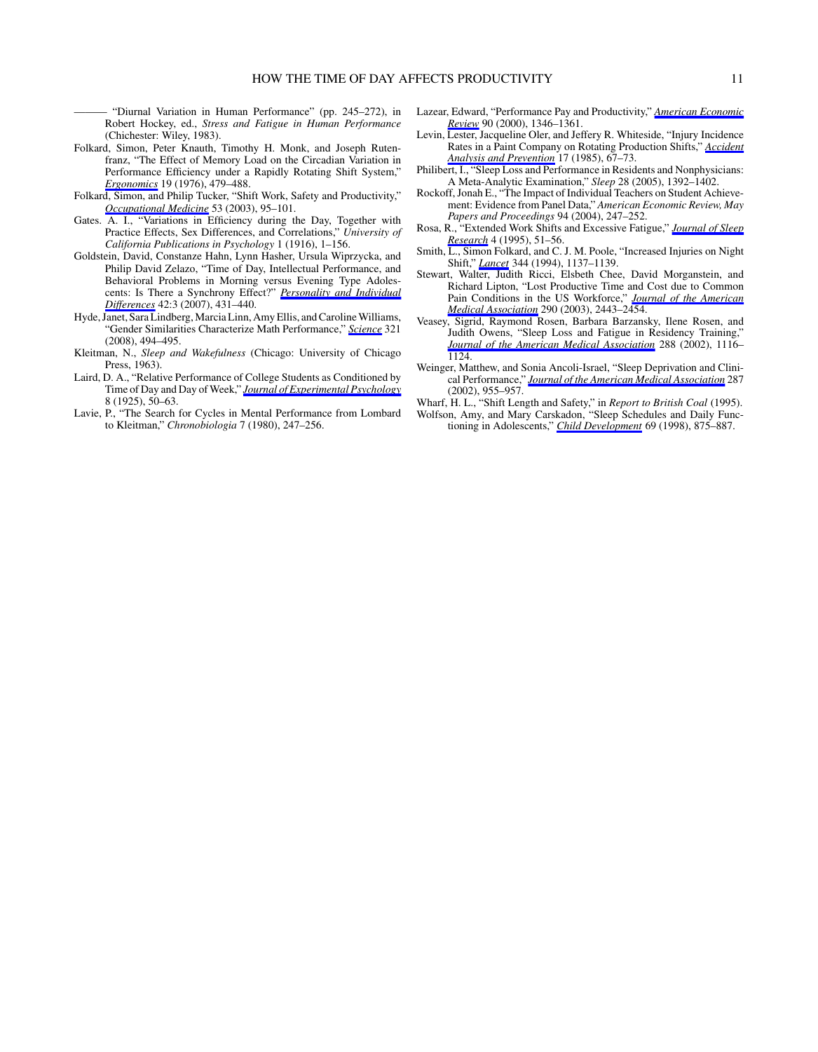——— "Diurnal Variation in Human Performance" (pp. 245–272), in Robert Hockey, ed., *Stress and Fatigue in Human Performance* (Chichester: Wiley, 1983).

Folkard, Simon, Peter Knauth, Timothy H. Monk, and Joseph Rutenfranz, "The Effect of Memory Load on the Circadian Variation in Performance Efficiency under a Rapidly Rotating Shift System," *Ergonomics* 19 (1976), 479–488.

Folkard, Simon, and Philip Tucker, "Shift Work, Safety and Productivity," *Occupational Medicine* 53 (2003), 95–101.

Gates. A. I., "Variations in Efficiency during the Day, Together with Practice Effects, Sex Differences, and Correlations," *University of California Publications in Psychology* 1 (1916), 1–156.

Goldstein, David, Constanze Hahn, Lynn Hasher, Ursula Wiprzycka, and Philip David Zelazo, "Time of Day, Intellectual Performance, and Behavioral Problems in Morning versus Evening Type Adolescents: Is There a Synchrony Effect?" *Personality and Individual Differences* 42:3 (2007), 431–440.

Hyde, Janet, Sara Lindberg, Marcia Linn, Amy Ellis, and Caroline Williams, "Gender Similarities Characterize Math Performance," *Science* 321 (2008), 494–495.

Kleitman, N., *Sleep and Wakefulness* (Chicago: University of Chicago Press, 1963).

Laird, D. A., "Relative Performance of College Students as Conditioned by Time of Day and Day of Week," *Journal of Experimental Psychology* 8 (1925), 50–63.

Lavie, P., "The Search for Cycles in Mental Performance from Lombard to Kleitman," *Chronobiologia* 7 (1980), 247–256.

Lazear, Edward, "Performance Pay and Productivity," *American Economic Review* 90 (2000), 1346–1361.

Levin, Lester, Jacqueline Oler, and Jeffery R. Whiteside, "Injury Incidence Rates in a Paint Company on Rotating Production Shifts," *Accident Analysis and Prevention* 17 (1985), 67–73.

Philibert, I., "Sleep Loss and Performance in Residents and Nonphysicians: A Meta-Analytic Examination," *Sleep* 28 (2005), 1392–1402.

Rockoff, Jonah E., "The Impact of Individual Teachers on Student Achievement: Evidence from Panel Data," *American Economic Review, May Papers and Proceedings* 94 (2004), 247–252.

Rosa, R., "Extended Work Shifts and Excessive Fatigue," *Journal of Sleep Research* 4 (1995), 51–56.

Smith, L., Simon Folkard, and C. J. M. Poole, "Increased Injuries on Night Shift," *Lancet* 344 (1994), 1137–1139.

Stewart, Walter, Judith Ricci, Elsbeth Chee, David Morganstein, and Richard Lipton, "Lost Productive Time and Cost due to Common Pain Conditions in the US Workforce," *Journal of the American Medical Association* 290 (2003), 2443–2454.

Veasey, Sigrid, Raymond Rosen, Barbara Barzansky, Ilene Rosen, and Judith Owens, "Sleep Loss and Fatigue in Residency Training," *Journal of the American Medical Association* 288 (2002), 1116–1124.

Weinger, Matthew, and Sonia Ancoli-Israel, "Sleep Deprivation and Clinical Performance," *Journal of the American Medical Association* 287 (2002), 955–957.

Wharf, H. L., "Shift Length and Safety," in *Report to British Coal* (1995).

Wolfson, Amy, and Mary Carskadon, "Sleep Schedules and Daily Functioning in Adolescents," *Child Development* 69 (1998), 875–887.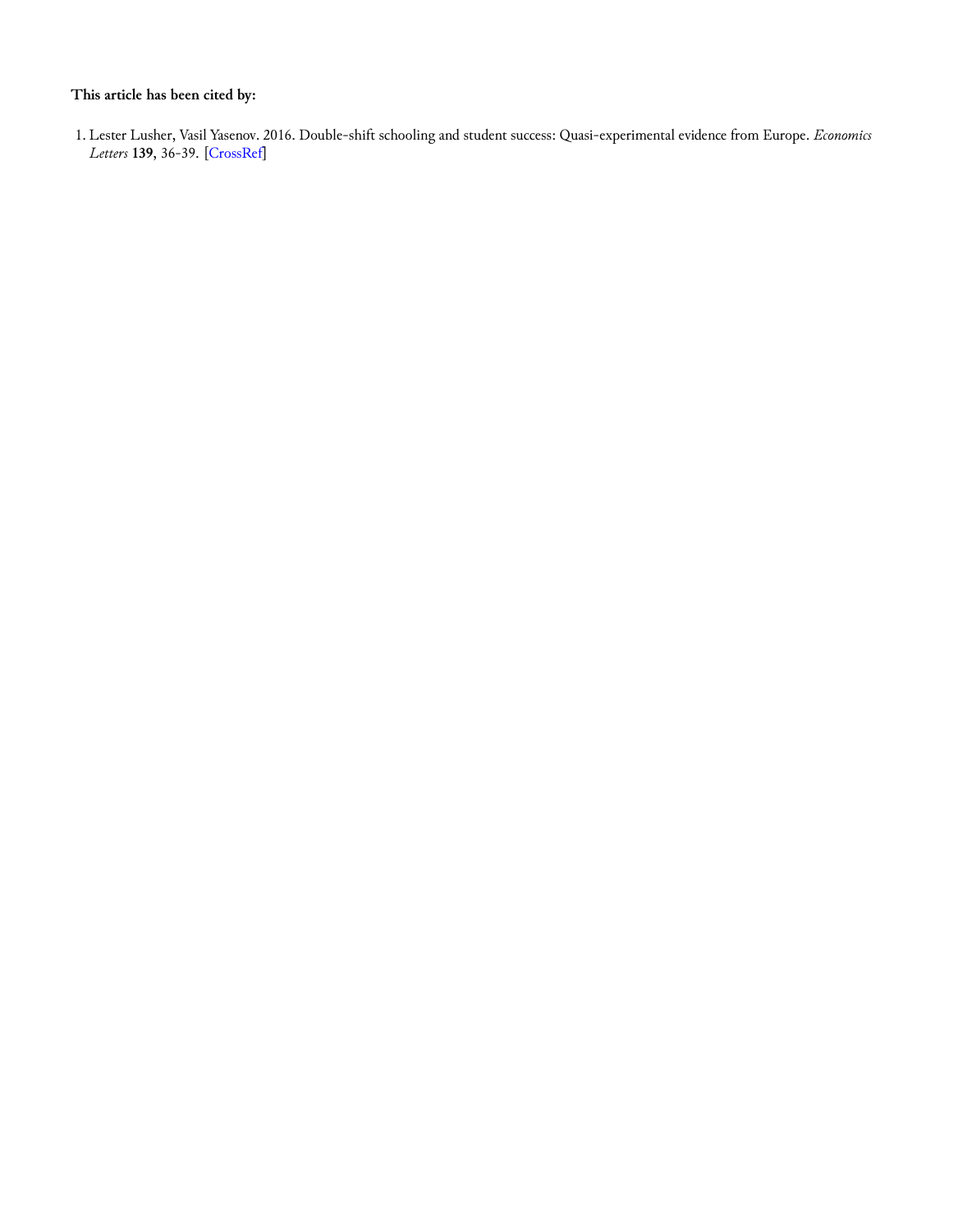**This article has been cited by:**

1. Lester Lusher, Vasil Yasenov. 2016. Double-shift schooling and student success: Quasi-experimental evidence from Europe. *Economics Letters* **139**, 36-39. [CrossRef]